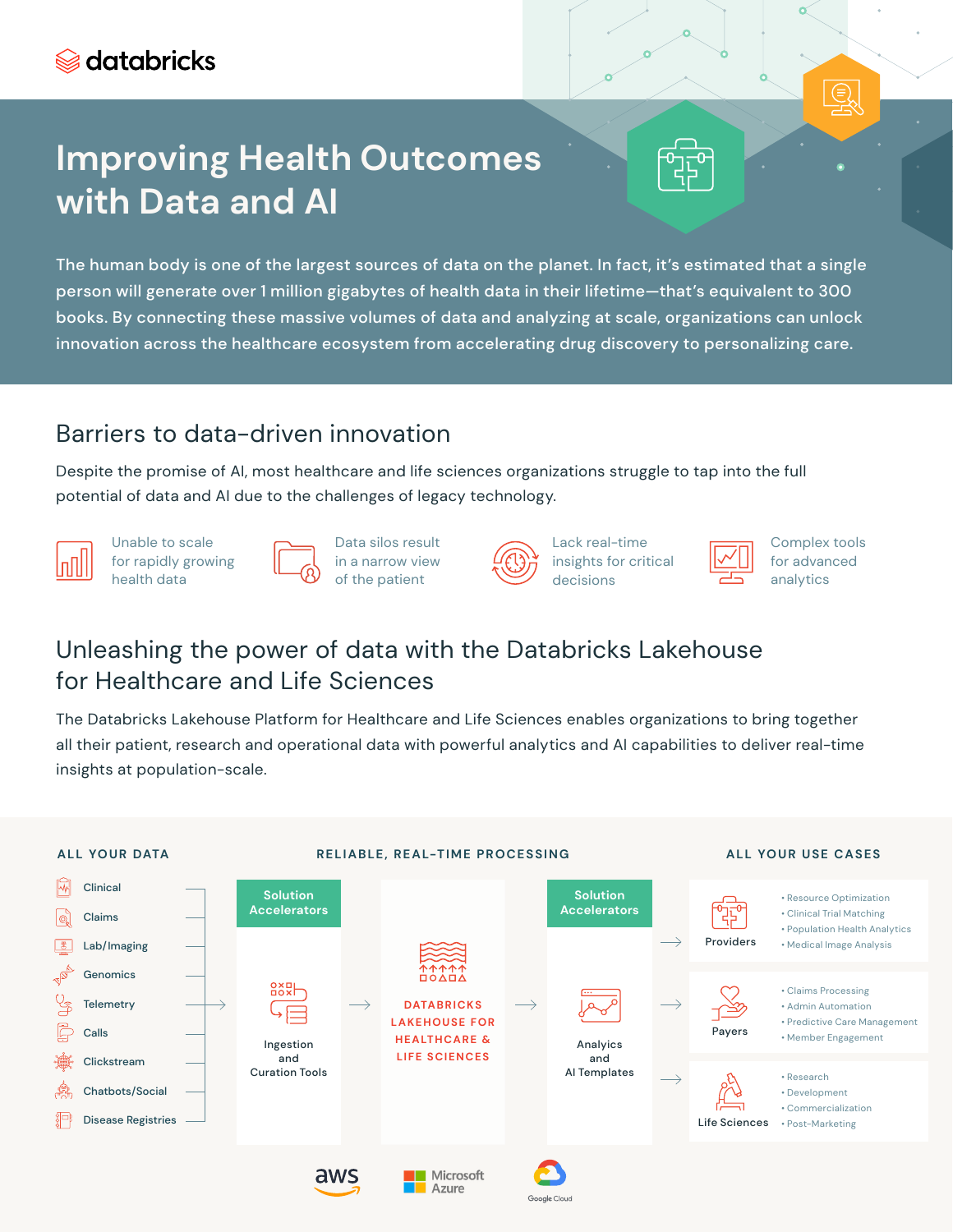databricks

# Improving Health Outcomes with Data and AI

The human body is one of the largest sources of data on the planet. In fact, it's estimated that a single person will generate over 1 million gigabytes of health data in their lifetime—that's equivalent to 300 books. By connecting these massive volumes of data and analyzing at scale, organizations can unlock innovation across the healthcare ecosystem from accelerating drug discovery to personalizing care.

## Barriers to data-driven innovation

Despite the promise of AI, most healthcare and life sciences organizations struggle to tap into the full potential of data and AI due to the challenges of legacy technology.

- Unable to scale for rapidly growing health data
- Data silos result in a narrow view of the patient
- Lack real-time insights for critical decisions
- Complex tools for advanced analytics

## Unleashing the power of data with the Databricks Lakehouse for Healthcare and Life Sciences

The Databricks Lakehouse Platform for Healthcare and Life Sciences enables organizations to bring together all their patient, research and operational data with powerful analytics and AI capabilities to deliver real-time insights at population-scale.

### ALL YOUR DATA

- Clinical
- Claims
- Lab/Imaging
- Genomics
- Telemetry
- Calls
- Clickstream
- Chatbots/Social
- Disease Registries

### RELIABLE, REAL-TIME PROCESSING

- Solution Accelerators: Ingestion and Curation Tools
- DATABRICKS LAKEHOUSE FOR HEALTHCARE & LIFE SCIENCES
- Solution Accelerators: Analytics and AI Templates

### ALL YOUR USE CASES

**Providers**
- Resource Optimization
- Clinical Trial Matching
- Population Health Analytics
- Medical Image Analysis

**Payers**
- Claims Processing
- Admin Automation
- Predictive Care Management
- Member Engagement

**Life Sciences**
- Research
- Development
- Commercialization
- Post-Marketing

aws | Microsoft Azure | Google Cloud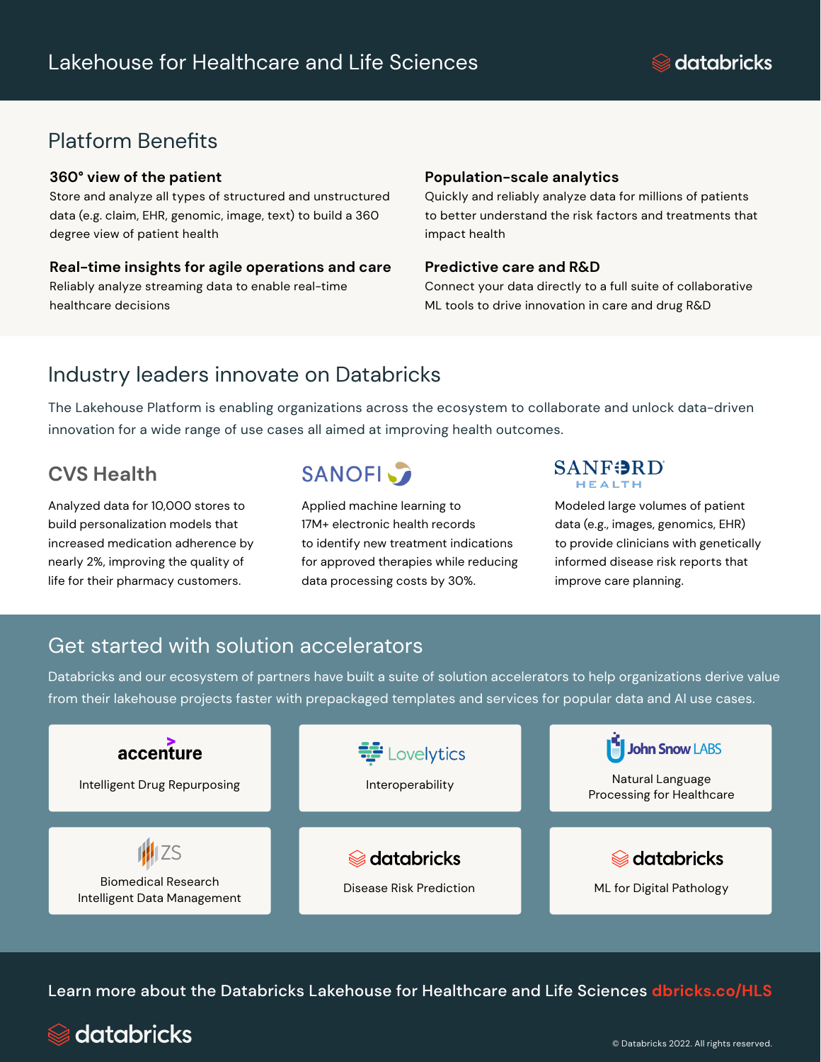Lakehouse for Healthcare and Life Sciences

databricks

## Platform Benefits

**360° view of the patient**
Store and analyze all types of structured and unstructured data (e.g. claim, EHR, genomic, image, text) to build a 360 degree view of patient health

**Population-scale analytics**
Quickly and reliably analyze data for millions of patients to better understand the risk factors and treatments that impact health

**Real-time insights for agile operations and care**
Reliably analyze streaming data to enable real-time healthcare decisions

**Predictive care and R&D**
Connect your data directly to a full suite of collaborative ML tools to drive innovation in care and drug R&D

## Industry leaders innovate on Databricks

The Lakehouse Platform is enabling organizations across the ecosystem to collaborate and unlock data-driven innovation for a wide range of use cases all aimed at improving health outcomes.

### CVS Health

Analyzed data for 10,000 stores to build personalization models that increased medication adherence by nearly 2%, improving the quality of life for their pharmacy customers.

### SANOFI

Applied machine learning to 17M+ electronic health records to identify new treatment indications for approved therapies while reducing data processing costs by 30%.

### SANFORD HEALTH

Modeled large volumes of patient data (e.g., images, genomics, EHR) to provide clinicians with genetically informed disease risk reports that improve care planning.

## Get started with solution accelerators

Databricks and our ecosystem of partners have built a suite of solution accelerators to help organizations derive value from their lakehouse projects faster with prepackaged templates and services for popular data and AI use cases.

- **accenture** — Intelligent Drug Repurposing
- **Lovelytics** — Interoperability
- **John Snow LABS** — Natural Language Processing for Healthcare
- **ZS** — Biomedical Research Intelligent Data Management
- **databricks** — Disease Risk Prediction
- **databricks** — ML for Digital Pathology

Learn more about the Databricks Lakehouse for Healthcare and Life Sciences dbricks.co/HLS

databricks

© Databricks 2022. All rights reserved.